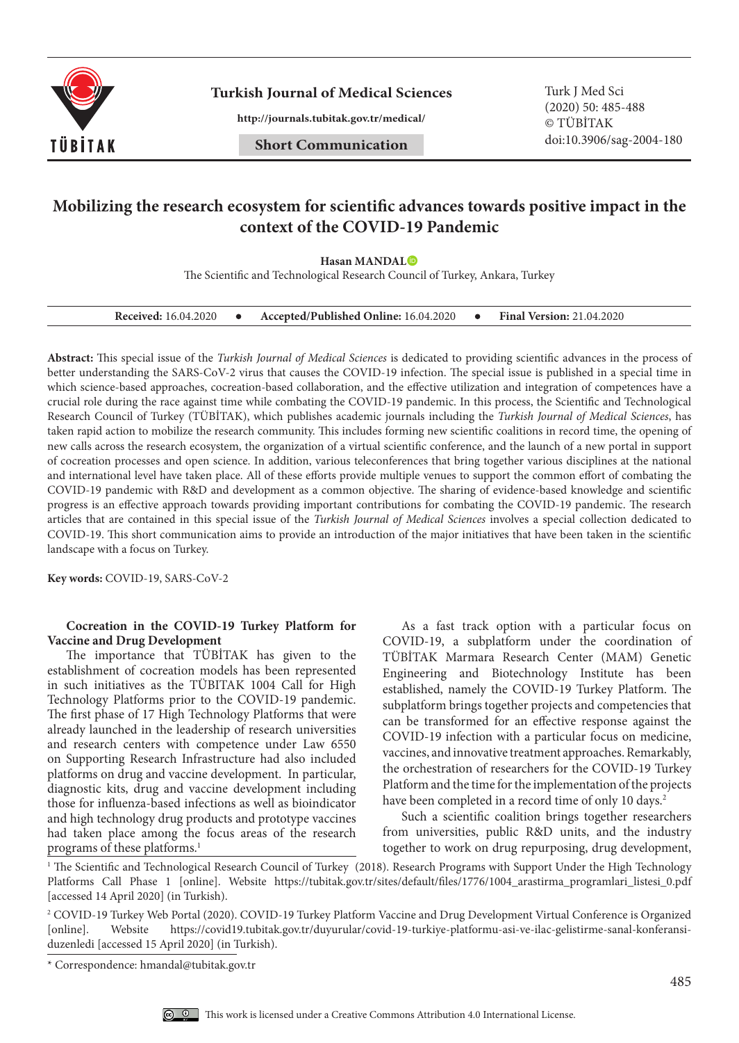# Mobilizing the research ecosystem for scientific advances towards positive impact in the context of the COVID-19 Pandemic

**Hasan MANDAL**

The Scientific and Technological Research Council of Turkey, Ankara, Turkey

**Received:** 16.04.2020 • **Accepted/Published Online:** 16.04.2020 • **Final Version:** 21.04.2020

**Abstract:** This special issue of the *Turkish Journal of Medical Sciences* is dedicated to providing scientific advances in the process of better understanding the SARS-CoV-2 virus that causes the COVID-19 infection. The special issue is published in a special time in which science-based approaches, cocreation-based collaboration, and the effective utilization and integration of competences have a crucial role during the race against time while combating the COVID-19 pandemic. In this process, the Scientific and Technological Research Council of Turkey (TÜBİTAK), which publishes academic journals including the *Turkish Journal of Medical Sciences*, has taken rapid action to mobilize the research community. This includes forming new scientific coalitions in record time, the opening of new calls across the research ecosystem, the organization of a virtual scientific conference, and the launch of a new portal in support of cocreation processes and open science. In addition, various teleconferences that bring together various disciplines at the national and international level have taken place. All of these efforts provide multiple venues to support the common effort of combating the COVID-19 pandemic with R&D and development as a common objective. The sharing of evidence-based knowledge and scientific progress is an effective approach towards providing important contributions for combating the COVID-19 pandemic. The research articles that are contained in this special issue of the *Turkish Journal of Medical Sciences* involves a special collection dedicated to COVID-19. This short communication aims to provide an introduction of the major initiatives that have been taken in the scientific landscape with a focus on Turkey.

**Key words:** COVID-19, SARS-CoV-2

## Cocreation in the COVID-19 Turkey Platform for Vaccine and Drug Development

The importance that TÜBİTAK has given to the establishment of cocreation models has been represented in such initiatives as the TÜBITAK 1004 Call for High Technology Platforms prior to the COVID-19 pandemic. The first phase of 17 High Technology Platforms that were already launched in the leadership of research universities and research centers with competence under Law 6550 on Supporting Research Infrastructure had also included platforms on drug and vaccine development. In particular, diagnostic kits, drug and vaccine development including those for influenza-based infections as well as bioindicator and high technology drug products and prototype vaccines had taken place among the focus areas of the research programs of these platforms.[1]

As a fast track option with a particular focus on COVID-19, a subplatform under the coordination of TÜBİTAK Marmara Research Center (MAM) Genetic Engineering and Biotechnology Institute has been established, namely the COVID-19 Turkey Platform. The subplatform brings together projects and competencies that can be transformed for an effective response against the COVID-19 infection with a particular focus on medicine, vaccines, and innovative treatment approaches. Remarkably, the orchestration of researchers for the COVID-19 Turkey Platform and the time for the implementation of the projects have been completed in a record time of only 10 days.[2]

Such a scientific coalition brings together researchers from universities, public R&D units, and the industry together to work on drug repurposing, drug development,

[1] The Scientific and Technological Research Council of Turkey (2018). Research Programs with Support Under the High Technology Platforms Call Phase 1 [online]. Website https://tubitak.gov.tr/sites/default/files/1776/1004_arastirma_programlari_listesi_0.pdf [accessed 14 April 2020] (in Turkish).

[2] COVID-19 Turkey Web Portal (2020). COVID-19 Turkey Platform Vaccine and Drug Development Virtual Conference is Organized [online]. Website https://covid19.tubitak.gov.tr/duyurular/covid-19-turkiye-platformu-asi-ve-ilac-gelistirme-sanal-konferansi-duzenledi [accessed 15 April 2020] (in Turkish).

\* Correspondence: hmandal@tubitak.gov.tr

This work is licensed under a Creative Commons Attribution 4.0 International License.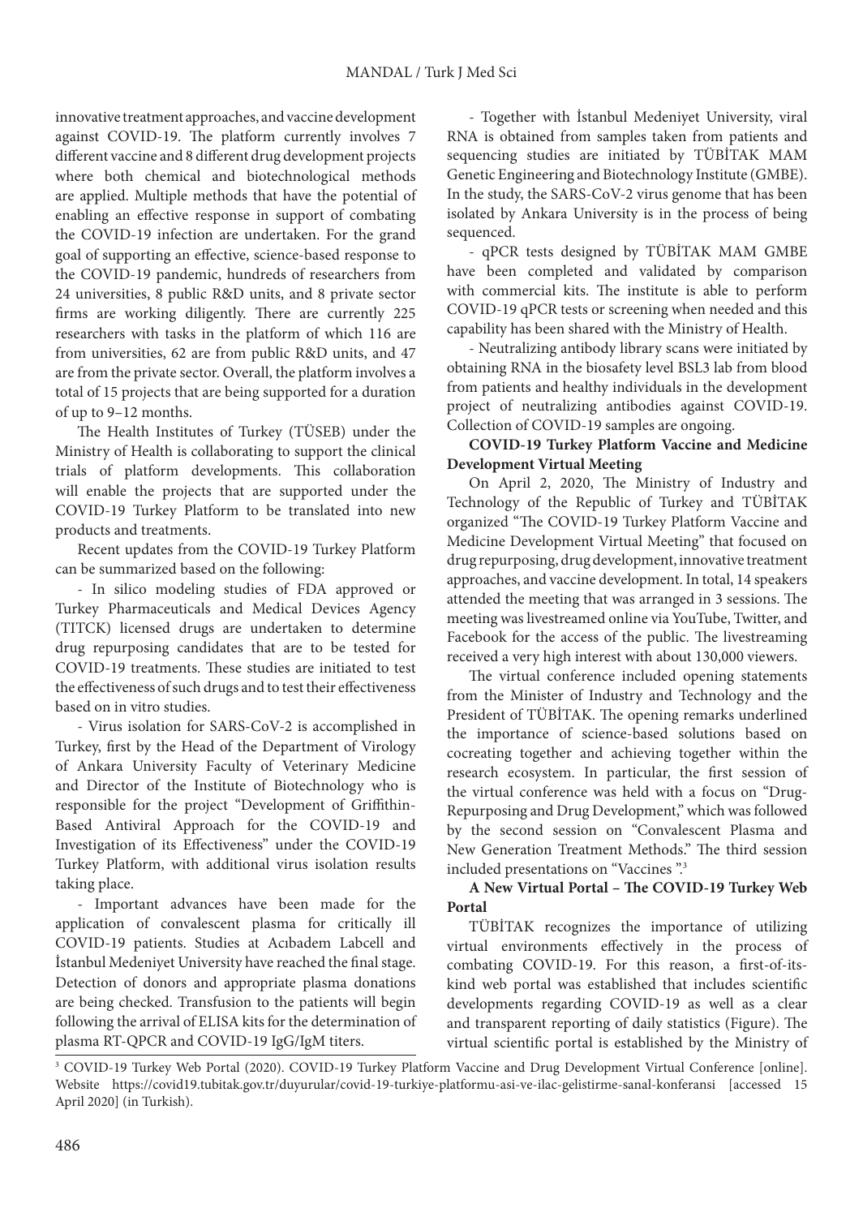innovative treatment approaches, and vaccine development against COVID-19. The platform currently involves 7 different vaccine and 8 different drug development projects where both chemical and biotechnological methods are applied. Multiple methods that have the potential of enabling an effective response in support of combating the COVID-19 infection are undertaken. For the grand goal of supporting an effective, science-based response to the COVID-19 pandemic, hundreds of researchers from 24 universities, 8 public R&D units, and 8 private sector firms are working diligently. There are currently 225 researchers with tasks in the platform of which 116 are from universities, 62 are from public R&D units, and 47 are from the private sector. Overall, the platform involves a total of 15 projects that are being supported for a duration of up to 9–12 months.

The Health Institutes of Turkey (TÜSEB) under the Ministry of Health is collaborating to support the clinical trials of platform developments. This collaboration will enable the projects that are supported under the COVID-19 Turkey Platform to be translated into new products and treatments.

Recent updates from the COVID-19 Turkey Platform can be summarized based on the following:

- In silico modeling studies of FDA approved or Turkey Pharmaceuticals and Medical Devices Agency (TITCK) licensed drugs are undertaken to determine drug repurposing candidates that are to be tested for COVID-19 treatments. These studies are initiated to test the effectiveness of such drugs and to test their effectiveness based on in vitro studies.
- Virus isolation for SARS-CoV-2 is accomplished in Turkey, first by the Head of the Department of Virology of Ankara University Faculty of Veterinary Medicine and Director of the Institute of Biotechnology who is responsible for the project "Development of Griffithin-Based Antiviral Approach for the COVID-19 and Investigation of its Effectiveness" under the COVID-19 Turkey Platform, with additional virus isolation results taking place.
- Important advances have been made for the application of convalescent plasma for critically ill COVID-19 patients. Studies at Acıbadem Labcell and İstanbul Medeniyet University have reached the final stage. Detection of donors and appropriate plasma donations are being checked. Transfusion to the patients will begin following the arrival of ELISA kits for the determination of plasma RT-QPCR and COVID-19 IgG/IgM titers.
- Together with İstanbul Medeniyet University, viral RNA is obtained from samples taken from patients and sequencing studies are initiated by TÜBİTAK MAM Genetic Engineering and Biotechnology Institute (GMBE). In the study, the SARS-CoV-2 virus genome that has been isolated by Ankara University is in the process of being sequenced.
- qPCR tests designed by TÜBİTAK MAM GMBE have been completed and validated by comparison with commercial kits. The institute is able to perform COVID-19 qPCR tests or screening when needed and this capability has been shared with the Ministry of Health.
- Neutralizing antibody library scans were initiated by obtaining RNA in the biosafety level BSL3 lab from blood from patients and healthy individuals in the development project of neutralizing antibodies against COVID-19. Collection of COVID-19 samples are ongoing.

**COVID-19 Turkey Platform Vaccine and Medicine Development Virtual Meeting**

On April 2, 2020, The Ministry of Industry and Technology of the Republic of Turkey and TÜBİTAK organized "The COVID-19 Turkey Platform Vaccine and Medicine Development Virtual Meeting" that focused on drug repurposing, drug development, innovative treatment approaches, and vaccine development. In total, 14 speakers attended the meeting that was arranged in 3 sessions. The meeting was livestreamed online via YouTube, Twitter, and Facebook for the access of the public. The livestreaming received a very high interest with about 130,000 viewers.

The virtual conference included opening statements from the Minister of Industry and Technology and the President of TÜBİTAK. The opening remarks underlined the importance of science-based solutions based on cocreating together and achieving together within the research ecosystem. In particular, the first session of the virtual conference was held with a focus on "Drug-Repurposing and Drug Development," which was followed by the second session on "Convalescent Plasma and New Generation Treatment Methods." The third session included presentations on "Vaccines".[3]

**A New Virtual Portal – The COVID-19 Turkey Web Portal**

TÜBİTAK recognizes the importance of utilizing virtual environments effectively in the process of combating COVID-19. For this reason, a first-of-its-kind web portal was established that includes scientific developments regarding COVID-19 as well as a clear and transparent reporting of daily statistics (Figure). The virtual scientific portal is established by the Ministry of

[3] COVID-19 Turkey Web Portal (2020). COVID-19 Turkey Platform Vaccine and Drug Development Virtual Conference [online]. Website https://covid19.tubitak.gov.tr/duyurular/covid-19-turkiye-platformu-asi-ve-ilac-gelistirme-sanal-konferansi [accessed 15 April 2020] (in Turkish).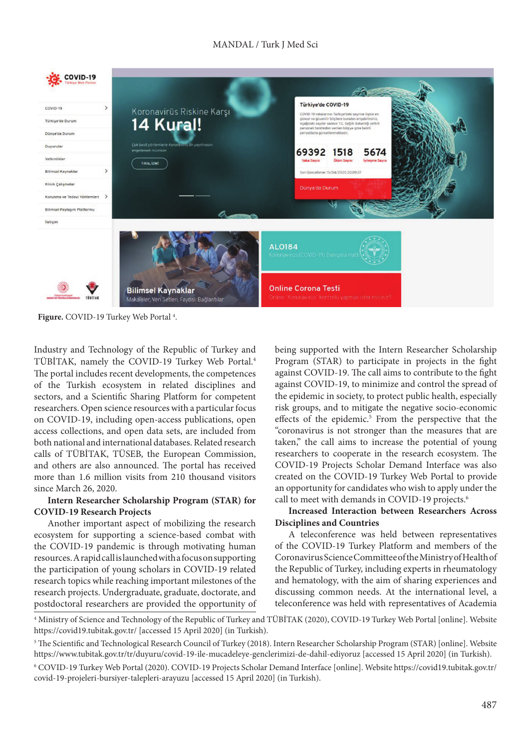**Figure.** COVID-19 Turkey Web Portal [4].

Industry and Technology of the Republic of Turkey and TÜBİTAK, namely the COVID-19 Turkey Web Portal.[4] The portal includes recent developments, the competences of the Turkish ecosystem in related disciplines and sectors, and a Scientific Sharing Platform for competent researchers. Open science resources with a particular focus on COVID-19, including open-access publications, open access collections, and open data sets, are included from both national and international databases. Related research calls of TÜBİTAK, TÜSEB, the European Commission, and others are also announced. The portal has received more than 1.6 million visits from 210 thousand visitors since March 26, 2020.

**Intern Researcher Scholarship Program (STAR) for COVID-19 Research Projects**

Another important aspect of mobilizing the research ecosystem for supporting science-based combat with the COVID-19 pandemic is through motivating human resources. A rapid call is launched with a focus on supporting the participation of young scholars in COVID-19 related research topics while reaching important milestones of the research projects. Undergraduate, graduate, doctorate, and postdoctoral researchers are provided the opportunity of being supported with the Intern Researcher Scholarship Program (STAR) to participate in projects in the fight against COVID-19. The call aims to contribute to the fight against COVID-19, to minimize and control the spread of the epidemic in society, to protect public health, especially risk groups, and to mitigate the negative socio-economic effects of the epidemic.[5] From the perspective that the "coronavirus is not stronger than the measures that are taken," the call aims to increase the potential of young researchers to cooperate in the research ecosystem. The COVID-19 Projects Scholar Demand Interface was also created on the COVID-19 Turkey Web Portal to provide an opportunity for candidates who wish to apply under the call to meet with demands in COVID-19 projects.[6]

**Increased Interaction between Researchers Across Disciplines and Countries**

A teleconference was held between representatives of the COVID-19 Turkey Platform and members of the Coronavirus Science Committee of the Ministry of Health of the Republic of Turkey, including experts in rheumatology and hematology, with the aim of sharing experiences and discussing common needs. At the international level, a teleconference was held with representatives of Academia

[4] Ministry of Science and Technology of the Republic of Turkey and TÜBİTAK (2020), COVID-19 Turkey Web Portal [online]. Website https://covid19.tubitak.gov.tr/ [accessed 15 April 2020] (in Turkish).

[5] The Scientific and Technological Research Council of Turkey (2018). Intern Researcher Scholarship Program (STAR) [online]. Website https://www.tubitak.gov.tr/tr/duyuru/covid-19-ile-mucadeleye-genclerimizi-de-dahil-ediyoruz [accessed 15 April 2020] (in Turkish).

[6] COVID-19 Turkey Web Portal (2020). COVID-19 Projects Scholar Demand Interface [online]. Website https://covid19.tubitak.gov.tr/covid-19-projeleri-bursiyer-talepleri-arayuzu [accessed 15 April 2020] (in Turkish).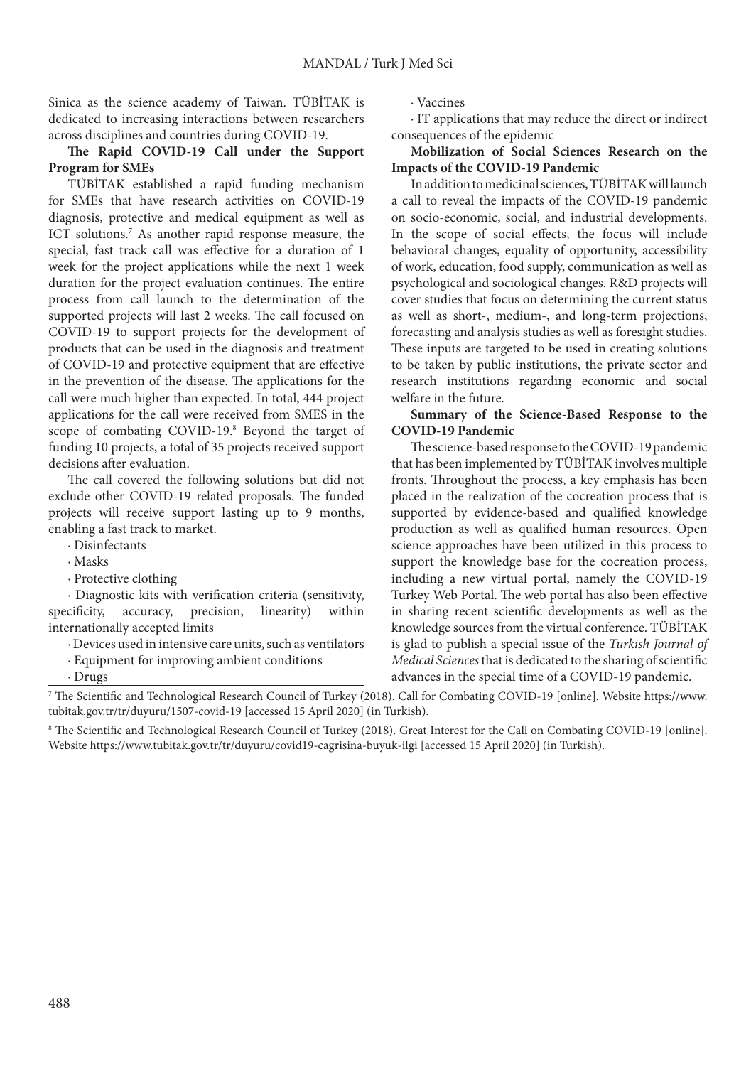Sinica as the science academy of Taiwan. TÜBİTAK is dedicated to increasing interactions between researchers across disciplines and countries during COVID-19.

**The Rapid COVID-19 Call under the Support Program for SMEs**

TÜBİTAK established a rapid funding mechanism for SMEs that have research activities on COVID-19 diagnosis, protective and medical equipment as well as ICT solutions.[7] As another rapid response measure, the special, fast track call was effective for a duration of 1 week for the project applications while the next 1 week duration for the project evaluation continues. The entire process from call launch to the determination of the supported projects will last 2 weeks. The call focused on COVID-19 to support projects for the development of products that can be used in the diagnosis and treatment of COVID-19 and protective equipment that are effective in the prevention of the disease. The applications for the call were much higher than expected. In total, 444 project applications for the call were received from SMES in the scope of combating COVID-19.[8] Beyond the target of funding 10 projects, a total of 35 projects received support decisions after evaluation.

The call covered the following solutions but did not exclude other COVID-19 related proposals. The funded projects will receive support lasting up to 9 months, enabling a fast track to market.

- Disinfectants
- Masks
- Protective clothing
- Diagnostic kits with verification criteria (sensitivity, specificity, accuracy, precision, linearity) within internationally accepted limits
- Devices used in intensive care units, such as ventilators
- Equipment for improving ambient conditions
- Drugs
- Vaccines
- IT applications that may reduce the direct or indirect consequences of the epidemic

**Mobilization of Social Sciences Research on the Impacts of the COVID-19 Pandemic**

In addition to medicinal sciences, TÜBİTAK will launch a call to reveal the impacts of the COVID-19 pandemic on socio-economic, social, and industrial developments. In the scope of social effects, the focus will include behavioral changes, equality of opportunity, accessibility of work, education, food supply, communication as well as psychological and sociological changes. R&D projects will cover studies that focus on determining the current status as well as short-, medium-, and long-term projections, forecasting and analysis studies as well as foresight studies. These inputs are targeted to be used in creating solutions to be taken by public institutions, the private sector and research institutions regarding economic and social welfare in the future.

**Summary of the Science-Based Response to the COVID-19 Pandemic**

The science-based response to the COVID-19 pandemic that has been implemented by TÜBİTAK involves multiple fronts. Throughout the process, a key emphasis has been placed in the realization of the cocreation process that is supported by evidence-based and qualified knowledge production as well as qualified human resources. Open science approaches have been utilized in this process to support the knowledge base for the cocreation process, including a new virtual portal, namely the COVID-19 Turkey Web Portal. The web portal has also been effective in sharing recent scientific developments as well as the knowledge sources from the virtual conference. TÜBİTAK is glad to publish a special issue of the *Turkish Journal of Medical Sciences* that is dedicated to the sharing of scientific advances in the special time of a COVID-19 pandemic.

---

[7] The Scientific and Technological Research Council of Turkey (2018). Call for Combating COVID-19 [online]. Website https://www.tubitak.gov.tr/tr/duyuru/1507-covid-19 [accessed 15 April 2020] (in Turkish).

[8] The Scientific and Technological Research Council of Turkey (2018). Great Interest for the Call on Combating COVID-19 [online]. Website https://www.tubitak.gov.tr/tr/duyuru/covid19-cagrisina-buyuk-ilgi [accessed 15 April 2020] (in Turkish).